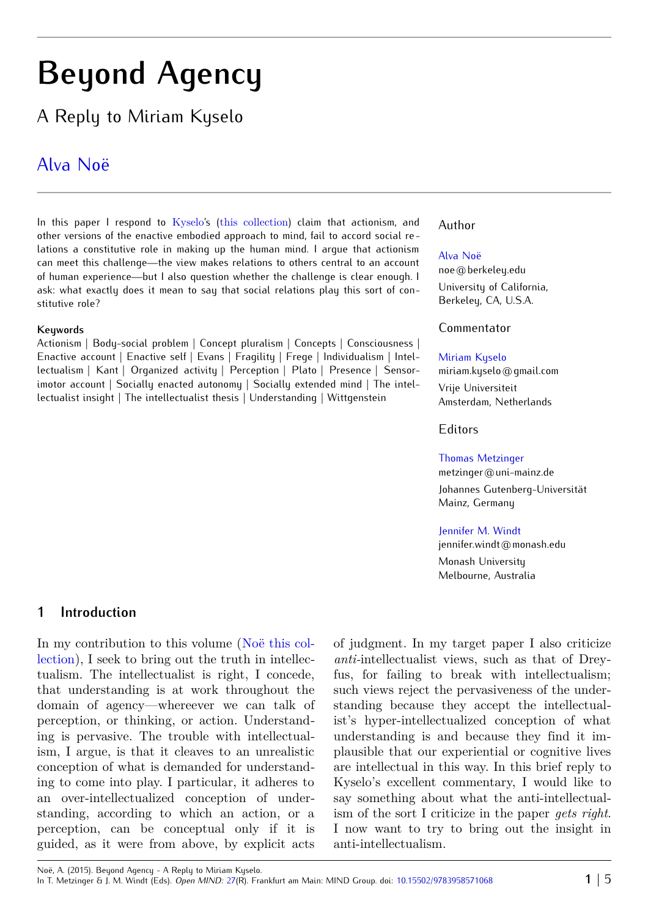# Beyond Agency

## A Reply to Miriam Kyselo

Alva Noë

In this paper I respond to Kyselo's (this collection) claim that actionism, and other versions of the enactive embodied approach to mind, fail to accord social relations a constitutive role in making up the human mind. I argue that actionism can meet this challenge—the view makes relations to others central to an account of human experience—but I also question whether the challenge is clear enough. I ask: what exactly does it mean to say that social relations play this sort of constitutive role?

**Keywords**

Actionism | Body-social problem | Concept pluralism | Concepts | Consciousness | Enactive account | Enactive self | Evans | Fragility | Frege | Individualism | Intellectualism | Kant | Organized activity | Perception | Plato | Presence | Sensorimotor account | Socially enacted autonomy | Socially extended mind | The intellectualist insight | The intellectualist thesis | Understanding | Wittgenstein

**Author**

Alva Noë
noe@berkeley.edu
University of California, Berkeley, CA, U.S.A.

**Commentator**

Miriam Kyselo
miriam.kyselo@gmail.com
Vrije Universiteit
Amsterdam, Netherlands

**Editors**

Thomas Metzinger
metzinger@uni-mainz.de
Johannes Gutenberg-Universität
Mainz, Germany

Jennifer M. Windt
jennifer.windt@monash.edu
Monash University
Melbourne, Australia

## 1 Introduction

In my contribution to this volume (Noë this collection), I seek to bring out the truth in intellectualism. The intellectualist is right, I concede, that understanding is at work throughout the domain of agency—whereever we can talk of perception, or thinking, or action. Understanding is pervasive. The trouble with intellectualism, I argue, is that it cleaves to an unrealistic conception of what is demanded for understanding to come into play. I particular, it adheres to an over-intellectualized conception of understanding, according to which an action, or a perception, can be conceptual only if it is guided, as it were from above, by explicit acts of judgment. In my target paper I also criticize *anti*-intellectualist views, such as that of Dreyfus, for failing to break with intellectualism; such views reject the pervasiveness of the understanding because they accept the intellectualist's hyper-intellectualized conception of what understanding is and because they find it implausible that our experiential or cognitive lives are intellectual in this way. In this brief reply to Kyselo's excellent commentary, I would like to say something about what the anti-intellectualism of the sort I criticize in the paper *gets right*. I now want to try to bring out the insight in anti-intellectualism.

Noë, A. (2015). Beyond Agency - A Reply to Miriam Kyselo.
In T. Metzinger & J. M. Windt (Eds). *Open MIND:* 27(R). Frankfurt am Main: MIND Group. doi: 10.15502/9783958571068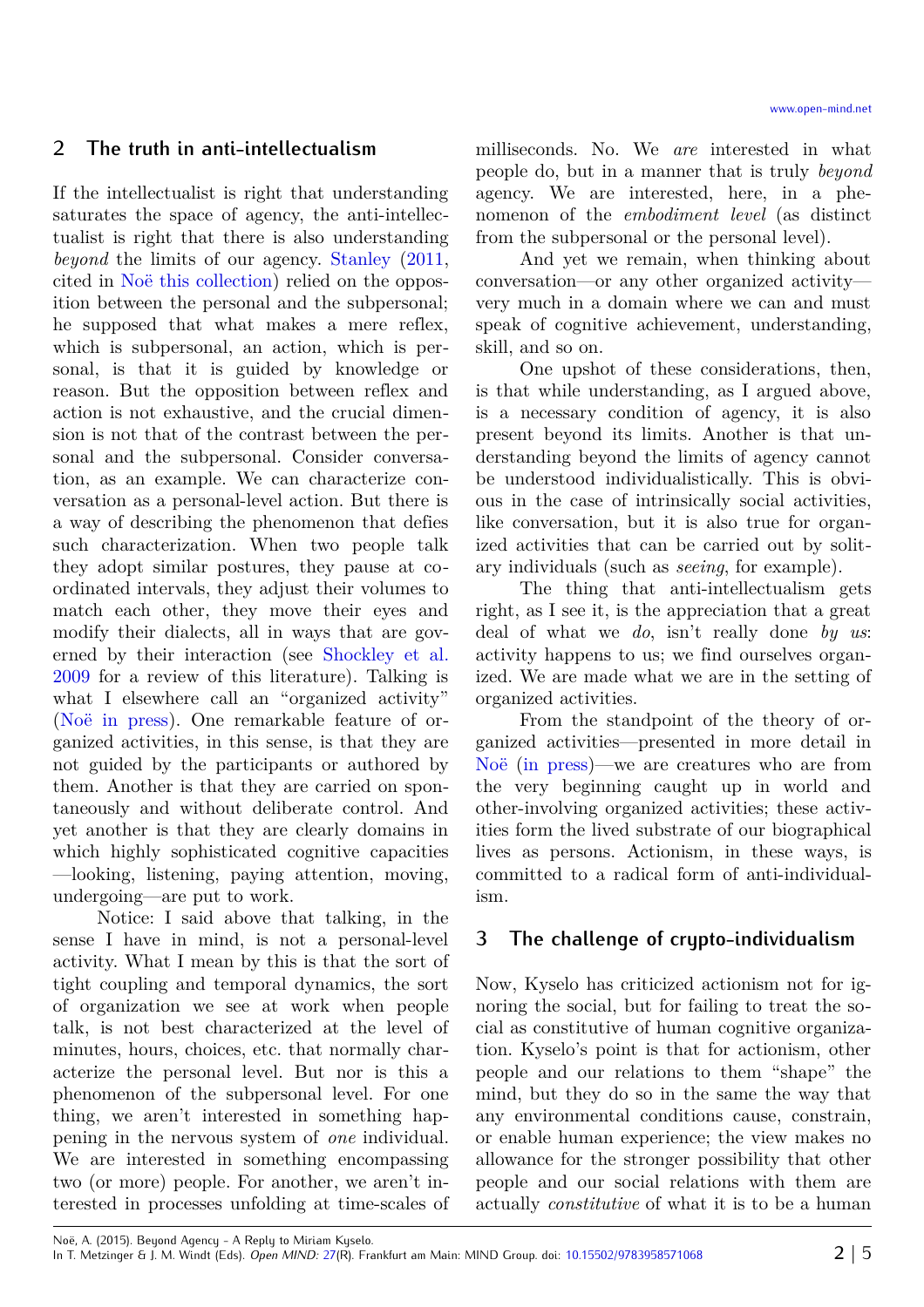## 2 The truth in anti-intellectualism

If the intellectualist is right that understanding saturates the space of agency, the anti-intellectualist is right that there is also understanding *beyond* the limits of our agency. Stanley (2011, cited in Noë this collection) relied on the opposition between the personal and the subpersonal; he supposed that what makes a mere reflex, which is subpersonal, an action, which is personal, is that it is guided by knowledge or reason. But the opposition between reflex and action is not exhaustive, and the crucial dimension is not that of the contrast between the personal and the subpersonal. Consider conversation, as an example. We can characterize conversation as a personal-level action. But there is a way of describing the phenomenon that defies such characterization. When two people talk they adopt similar postures, they pause at coordinated intervals, they adjust their volumes to match each other, they move their eyes and modify their dialects, all in ways that are governed by their interaction (see Shockley et al. 2009 for a review of this literature). Talking is what I elsewhere call an "organized activity" (Noë in press). One remarkable feature of organized activities, in this sense, is that they are not guided by the participants or authored by them. Another is that they are carried on spontaneously and without deliberate control. And yet another is that they are clearly domains in which highly sophisticated cognitive capacities—looking, listening, paying attention, moving, undergoing—are put to work.

Notice: I said above that talking, in the sense I have in mind, is not a personal-level activity. What I mean by this is that the sort of tight coupling and temporal dynamics, the sort of organization we see at work when people talk, is not best characterized at the level of minutes, hours, choices, etc. that normally characterize the personal level. But nor is this a phenomenon of the subpersonal level. For one thing, we aren't interested in something happening in the nervous system of *one* individual. We are interested in something encompassing two (or more) people. For another, we aren't interested in processes unfolding at time-scales of milliseconds. No. We *are* interested in what people do, but in a manner that is truly *beyond* agency. We are interested, here, in a phenomenon of the *embodiment level* (as distinct from the subpersonal or the personal level).

And yet we remain, when thinking about conversation—or any other organized activity—very much in a domain where we can and must speak of cognitive achievement, understanding, skill, and so on.

One upshot of these considerations, then, is that while understanding, as I argued above, is a necessary condition of agency, it is also present beyond its limits. Another is that understanding beyond the limits of agency cannot be understood individualistically. This is obvious in the case of intrinsically social activities, like conversation, but it is also true for organized activities that can be carried out by solitary individuals (such as *seeing*, for example).

The thing that anti-intellectualism gets right, as I see it, is the appreciation that a great deal of what we *do*, isn't really done *by us*: activity happens to us; we find ourselves organized. We are made what we are in the setting of organized activities.

From the standpoint of the theory of organized activities—presented in more detail in Noë (in press)—we are creatures who are from the very beginning caught up in world and other-involving organized activities; these activities form the lived substrate of our biographical lives as persons. Actionism, in these ways, is committed to a radical form of anti-individualism.

## 3 The challenge of crypto-individualism

Now, Kyselo has criticized actionism not for ignoring the social, but for failing to treat the social as constitutive of human cognitive organization. Kyselo's point is that for actionism, other people and our relations to them "shape" the mind, but they do so in the same the way that any environmental conditions cause, constrain, or enable human experience; the view makes no allowance for the stronger possibility that other people and our social relations with them are actually *constitutive* of what it is to be a human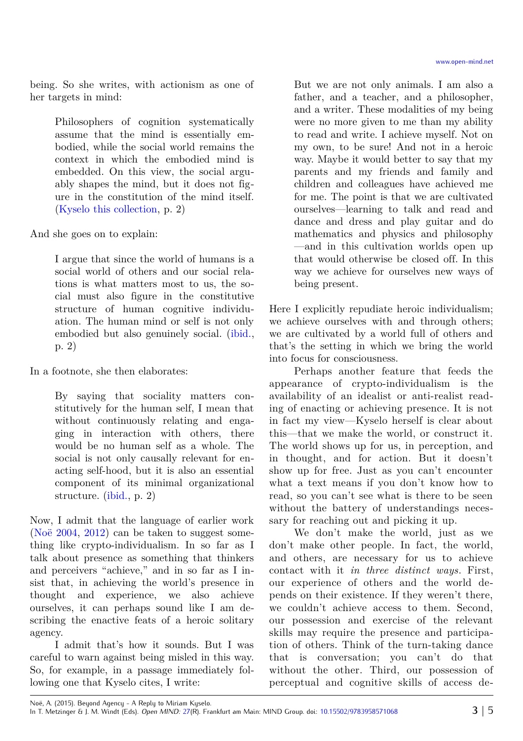being. So she writes, with actionism as one of her targets in mind:

> Philosophers of cognition systematically assume that the mind is essentially embodied, while the social world remains the context in which the embodied mind is embedded. On this view, the social arguably shapes the mind, but it does not figure in the constitution of the mind itself. (Kyselo this collection, p. 2)

And she goes on to explain:

> I argue that since the world of humans is a social world of others and our social relations is what matters most to us, the social must also figure in the constitutive structure of human cognitive individuation. The human mind or self is not only embodied but also genuinely social. (ibid., p. 2)

In a footnote, she then elaborates:

> By saying that sociality matters constitutively for the human self, I mean that without continuously relating and engaging in interaction with others, there would be no human self as a whole. The social is not only causally relevant for enacting self-hood, but it is also an essential component of its minimal organizational structure. (ibid., p. 2)

Now, I admit that the language of earlier work (Noë 2004, 2012) can be taken to suggest something like crypto-individualism. In so far as I talk about presence as something that thinkers and perceivers "achieve," and in so far as I insist that, in achieving the world's presence in thought and experience, we also achieve ourselves, it can perhaps sound like I am describing the enactive feats of a heroic solitary agency.

I admit that's how it sounds. But I was careful to warn against being misled in this way. So, for example, in a passage immediately following one that Kyselo cites, I write:

> But we are not only animals. I am also a father, and a teacher, and a philosopher, and a writer. These modalities of my being were no more given to me than my ability to read and write. I achieve myself. Not on my own, to be sure! And not in a heroic way. Maybe it would better to say that my parents and my friends and family and children and colleagues have achieved me for me. The point is that we are cultivated ourselves—learning to talk and read and dance and dress and play guitar and do mathematics and physics and philosophy—and in this cultivation worlds open up that would otherwise be closed off. In this way we achieve for ourselves new ways of being present.

Here I explicitly repudiate heroic individualism; we achieve ourselves with and through others; we are cultivated by a world full of others and that's the setting in which we bring the world into focus for consciousness.

Perhaps another feature that feeds the appearance of crypto-individualism is the availability of an idealist or anti-realist reading of enacting or achieving presence. It is not in fact my view—Kyselo herself is clear about this—that we make the world, or construct it. The world shows up for us, in perception, and in thought, and for action. But it doesn't show up for free. Just as you can't encounter what a text means if you don't know how to read, so you can't see what is there to be seen without the battery of understandings necessary for reaching out and picking it up.

We don't make the world, just as we don't make other people. In fact, the world, and others, are necessary for us to achieve contact with it *in three distinct ways*. First, our experience of others and the world depends on their existence. If they weren't there, we couldn't achieve access to them. Second, our possession and exercise of the relevant skills may require the presence and participation of others. Think of the turn-taking dance that is conversation; you can't do that without the other. Third, our possession of perceptual and cognitive skills of access de-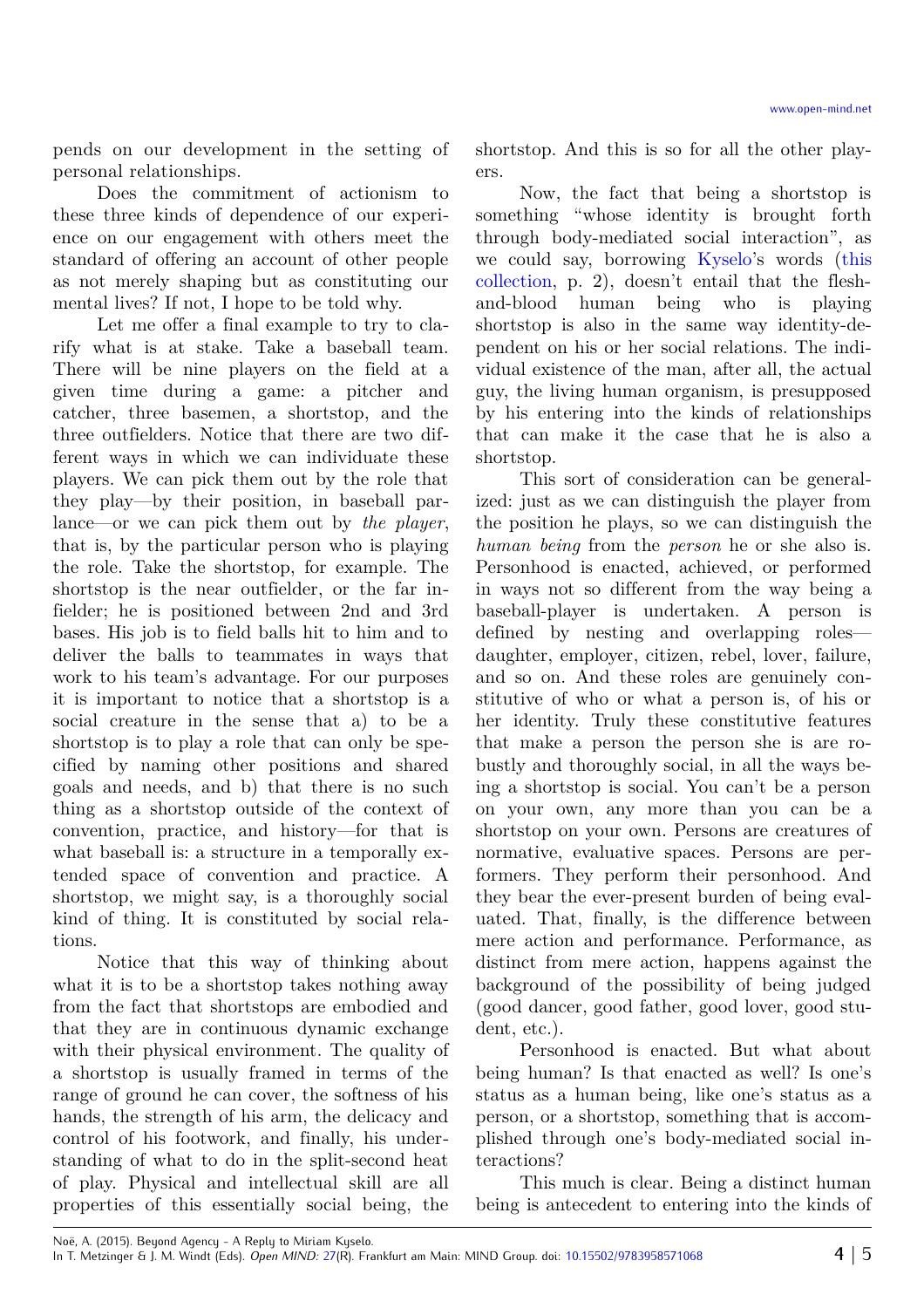pends on our development in the setting of personal relationships.

Does the commitment of actionism to these three kinds of dependence of our experience on our engagement with others meet the standard of offering an account of other people as not merely shaping but as constituting our mental lives? If not, I hope to be told why.

Let me offer a final example to try to clarify what is at stake. Take a baseball team. There will be nine players on the field at a given time during a game: a pitcher and catcher, three basemen, a shortstop, and the three outfielders. Notice that there are two different ways in which we can individuate these players. We can pick them out by the role that they play—by their position, in baseball parlance—or we can pick them out by *the player*, that is, by the particular person who is playing the role. Take the shortstop, for example. The shortstop is the near outfielder, or the far infielder; he is positioned between 2nd and 3rd bases. His job is to field balls hit to him and to deliver the balls to teammates in ways that work to his team's advantage. For our purposes it is important to notice that a shortstop is a social creature in the sense that a) to be a shortstop is to play a role that can only be specified by naming other positions and shared goals and needs, and b) that there is no such thing as a shortstop outside of the context of convention, practice, and history—for that is what baseball is: a structure in a temporally extended space of convention and practice. A shortstop, we might say, is a thoroughly social kind of thing. It is constituted by social relations.

Notice that this way of thinking about what it is to be a shortstop takes nothing away from the fact that shortstops are embodied and that they are in continuous dynamic exchange with their physical environment. The quality of a shortstop is usually framed in terms of the range of ground he can cover, the softness of his hands, the strength of his arm, the delicacy and control of his footwork, and finally, his understanding of what to do in the split-second heat of play. Physical and intellectual skill are all properties of this essentially social being, the shortstop. And this is so for all the other players.

Now, the fact that being a shortstop is something "whose identity is brought forth through body-mediated social interaction", as we could say, borrowing Kyselo's words (this collection, p. 2), doesn't entail that the flesh-and-blood human being who is playing shortstop is also in the same way identity-dependent on his or her social relations. The individual existence of the man, after all, the actual guy, the living human organism, is presupposed by his entering into the kinds of relationships that can make it the case that he is also a shortstop.

This sort of consideration can be generalized: just as we can distinguish the player from the position he plays, so we can distinguish the *human being* from the *person* he or she also is. Personhood is enacted, achieved, or performed in ways not so different from the way being a baseball-player is undertaken. A person is defined by nesting and overlapping roles—daughter, employer, citizen, rebel, lover, failure, and so on. And these roles are genuinely constitutive of who or what a person is, of his or her identity. Truly these constitutive features that make a person the person she is are robustly and thoroughly social, in all the ways being a shortstop is social. You can't be a person on your own, any more than you can be a shortstop on your own. Persons are creatures of normative, evaluative spaces. Persons are performers. They perform their personhood. And they bear the ever-present burden of being evaluated. That, finally, is the difference between mere action and performance. Performance, as distinct from mere action, happens against the background of the possibility of being judged (good dancer, good father, good lover, good student, etc.).

Personhood is enacted. But what about being human? Is that enacted as well? Is one's status as a human being, like one's status as a person, or a shortstop, something that is accomplished through one's body-mediated social interactions?

This much is clear. Being a distinct human being is antecedent to entering into the kinds of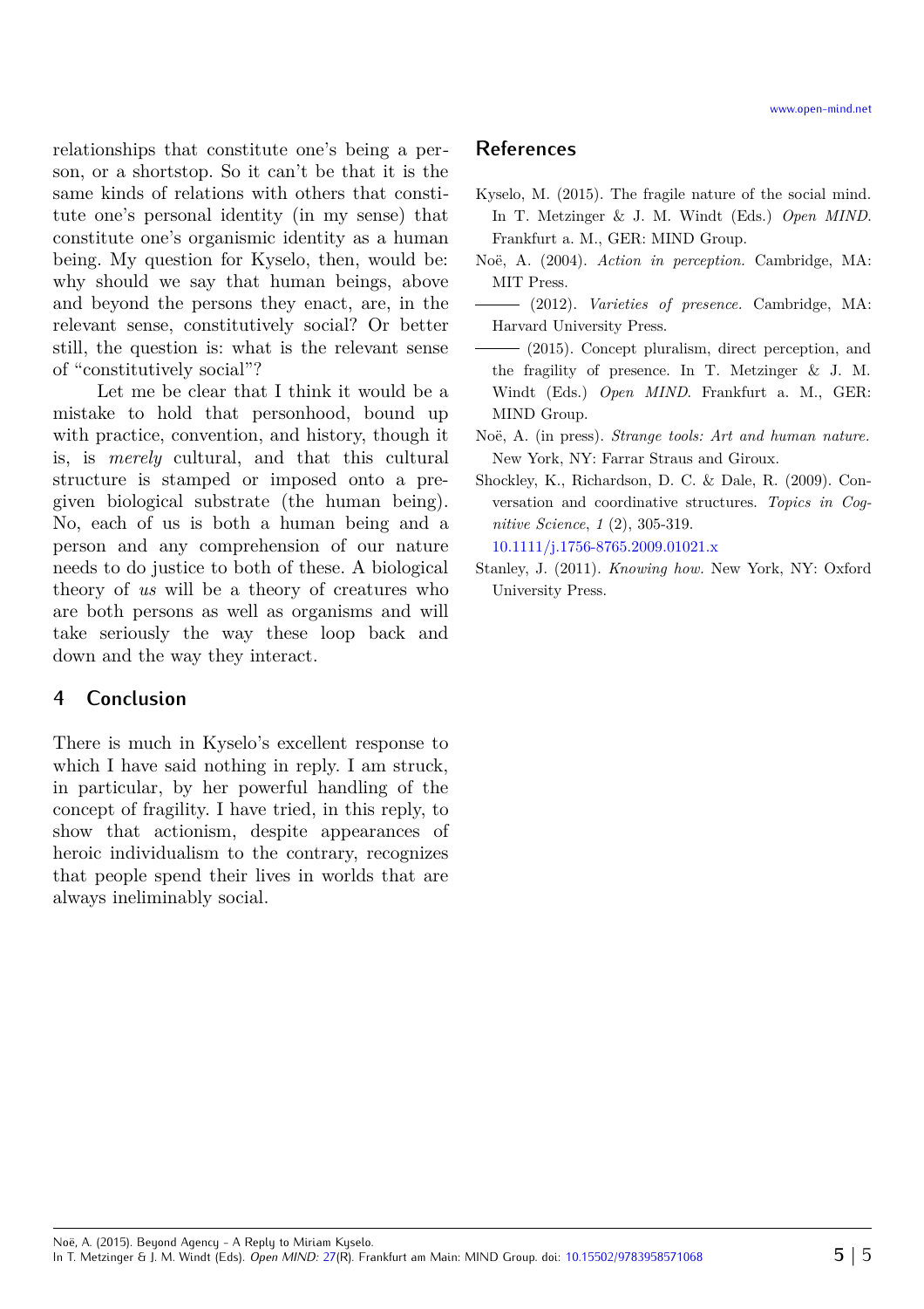relationships that constitute one's being a person, or a shortstop. So it can't be that it is the same kinds of relations with others that constitute one's personal identity (in my sense) that constitute one's organismic identity as a human being. My question for Kyselo, then, would be: why should we say that human beings, above and beyond the persons they enact, are, in the relevant sense, constitutively social? Or better still, the question is: what is the relevant sense of "constitutively social"?

Let me be clear that I think it would be a mistake to hold that personhood, bound up with practice, convention, and history, though it is, is *merely* cultural, and that this cultural structure is stamped or imposed onto a pregiven biological substrate (the human being). No, each of us is both a human being and a person and any comprehension of our nature needs to do justice to both of these. A biological theory of *us* will be a theory of creatures who are both persons as well as organisms and will take seriously the way these loop back and down and the way they interact.

## 4 Conclusion

There is much in Kyselo's excellent response to which I have said nothing in reply. I am struck, in particular, by her powerful handling of the concept of fragility. I have tried, in this reply, to show that actionism, despite appearances of heroic individualism to the contrary, recognizes that people spend their lives in worlds that are always ineliminably social.

## References

Kyselo, M. (2015). The fragile nature of the social mind. In T. Metzinger & J. M. Windt (Eds.) *Open MIND*. Frankfurt a. M., GER: MIND Group.

Noë, A. (2004). *Action in perception.* Cambridge, MA: MIT Press.

——— (2012). *Varieties of presence.* Cambridge, MA: Harvard University Press.

——— (2015). Concept pluralism, direct perception, and the fragility of presence. In T. Metzinger & J. M. Windt (Eds.) *Open MIND*. Frankfurt a. M., GER: MIND Group.

Noë, A. (in press). *Strange tools: Art and human nature.* New York, NY: Farrar Straus and Giroux.

Shockley, K., Richardson, D. C. & Dale, R. (2009). Conversation and coordinative structures. *Topics in Cognitive Science*, *1* (2), 305-319. 10.1111/j.1756-8765.2009.01021.x

Stanley, J. (2011). *Knowing how.* New York, NY: Oxford University Press.